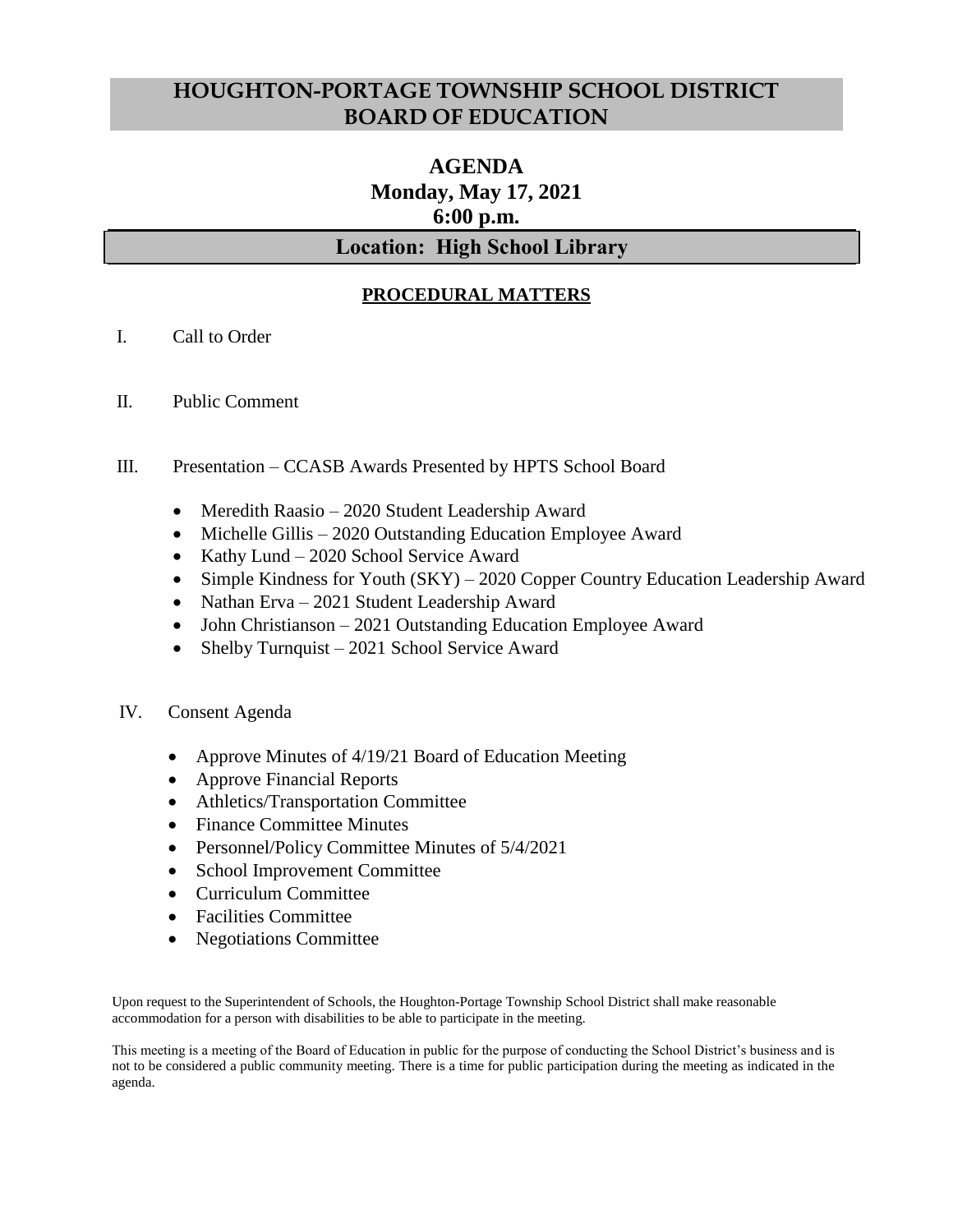# HOUGHTON-PORTAGE TOWNSHIP SCHOOL DISTRICT BOARD OF EDUCATION

## AGENDA
## Monday, May 17, 2021
## 6:00 p.m.

### Location: High School Library

**PROCEDURAL MATTERS**

I. Call to Order

II. Public Comment

III. Presentation – CCASB Awards Presented by HPTS School Board

- Meredith Raasio – 2020 Student Leadership Award
- Michelle Gillis – 2020 Outstanding Education Employee Award
- Kathy Lund – 2020 School Service Award
- Simple Kindness for Youth (SKY) – 2020 Copper Country Education Leadership Award
- Nathan Erva – 2021 Student Leadership Award
- John Christianson – 2021 Outstanding Education Employee Award
- Shelby Turnquist – 2021 School Service Award

IV. Consent Agenda

- Approve Minutes of 4/19/21 Board of Education Meeting
- Approve Financial Reports
- Athletics/Transportation Committee
- Finance Committee Minutes
- Personnel/Policy Committee Minutes of 5/4/2021
- School Improvement Committee
- Curriculum Committee
- Facilities Committee
- Negotiations Committee

Upon request to the Superintendent of Schools, the Houghton-Portage Township School District shall make reasonable accommodation for a person with disabilities to be able to participate in the meeting.

This meeting is a meeting of the Board of Education in public for the purpose of conducting the School District's business and is not to be considered a public community meeting. There is a time for public participation during the meeting as indicated in the agenda.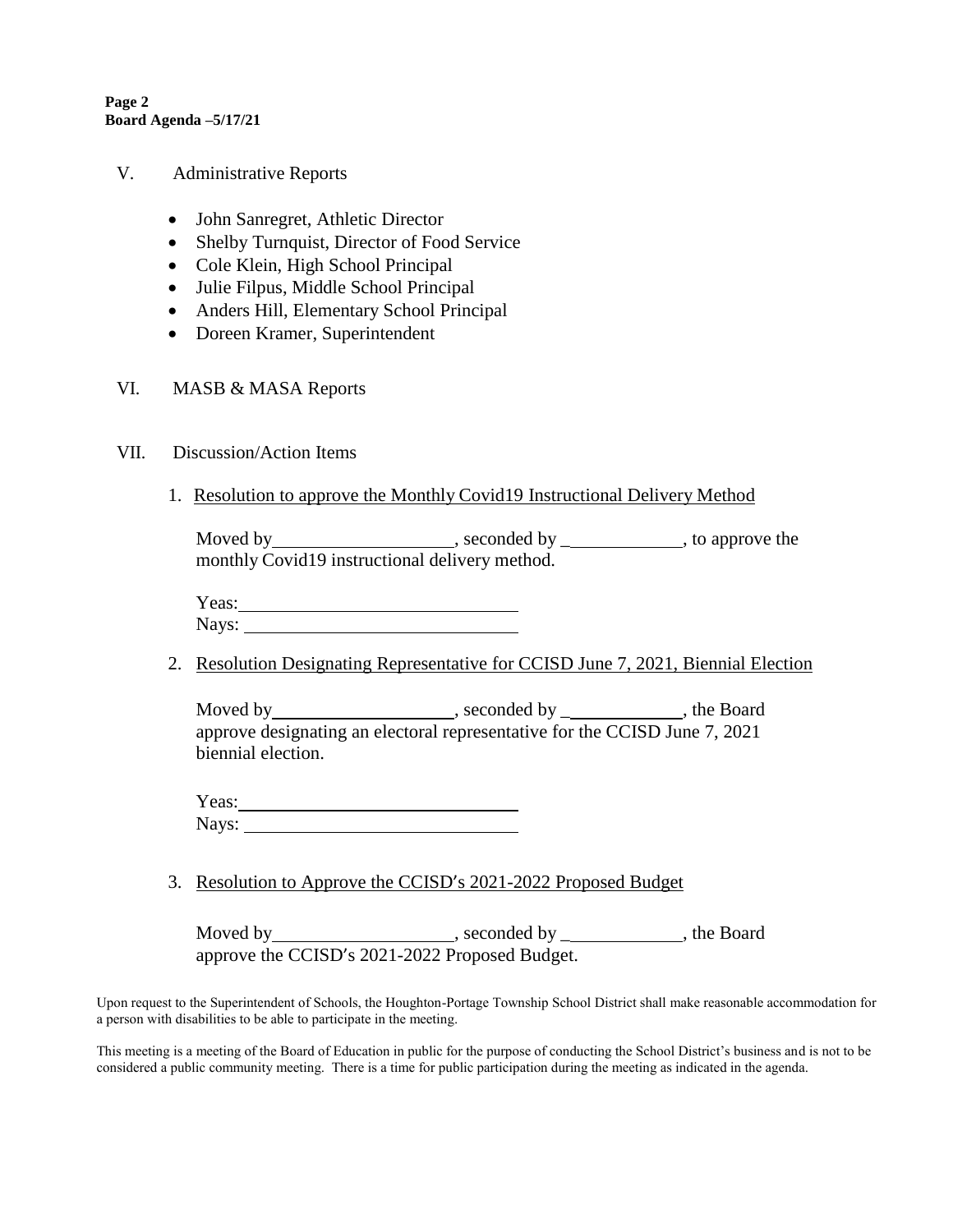V. Administrative Reports

- John Sanregret, Athletic Director
- Shelby Turnquist, Director of Food Service
- Cole Klein, High School Principal
- Julie Filpus, Middle School Principal
- Anders Hill, Elementary School Principal
- Doreen Kramer, Superintendent

VI. MASB & MASA Reports

VII. Discussion/Action Items

1. Resolution to approve the Monthly Covid19 Instructional Delivery Method

   Moved by\_\_\_\_\_\_\_\_\_\_\_\_\_\_\_\_\_\_\_\_, seconded by \_\_\_\_\_\_\_\_\_\_\_\_\_\_, to approve the monthly Covid19 instructional delivery method.

   Yeas:\_\_\_\_\_\_\_\_\_\_\_\_\_\_\_\_\_\_\_\_\_\_\_\_\_\_\_\_\_\_\_\_
   Nays: \_\_\_\_\_\_\_\_\_\_\_\_\_\_\_\_\_\_\_\_\_\_\_\_\_\_\_\_\_\_\_\_

2. Resolution Designating Representative for CCISD June 7, 2021, Biennial Election

   Moved by\_\_\_\_\_\_\_\_\_\_\_\_\_\_\_\_\_\_\_\_, seconded by \_\_\_\_\_\_\_\_\_\_\_\_\_\_, the Board approve designating an electoral representative for the CCISD June 7, 2021 biennial election.

   Yeas:\_\_\_\_\_\_\_\_\_\_\_\_\_\_\_\_\_\_\_\_\_\_\_\_\_\_\_\_\_\_\_\_
   Nays: \_\_\_\_\_\_\_\_\_\_\_\_\_\_\_\_\_\_\_\_\_\_\_\_\_\_\_\_\_\_\_\_

3. Resolution to Approve the CCISD's 2021-2022 Proposed Budget

   Moved by\_\_\_\_\_\_\_\_\_\_\_\_\_\_\_\_\_\_\_\_, seconded by \_\_\_\_\_\_\_\_\_\_\_\_\_\_, the Board approve the CCISD's 2021-2022 Proposed Budget.

Upon request to the Superintendent of Schools, the Houghton-Portage Township School District shall make reasonable accommodation for a person with disabilities to be able to participate in the meeting.

This meeting is a meeting of the Board of Education in public for the purpose of conducting the School District's business and is not to be considered a public community meeting. There is a time for public participation during the meeting as indicated in the agenda.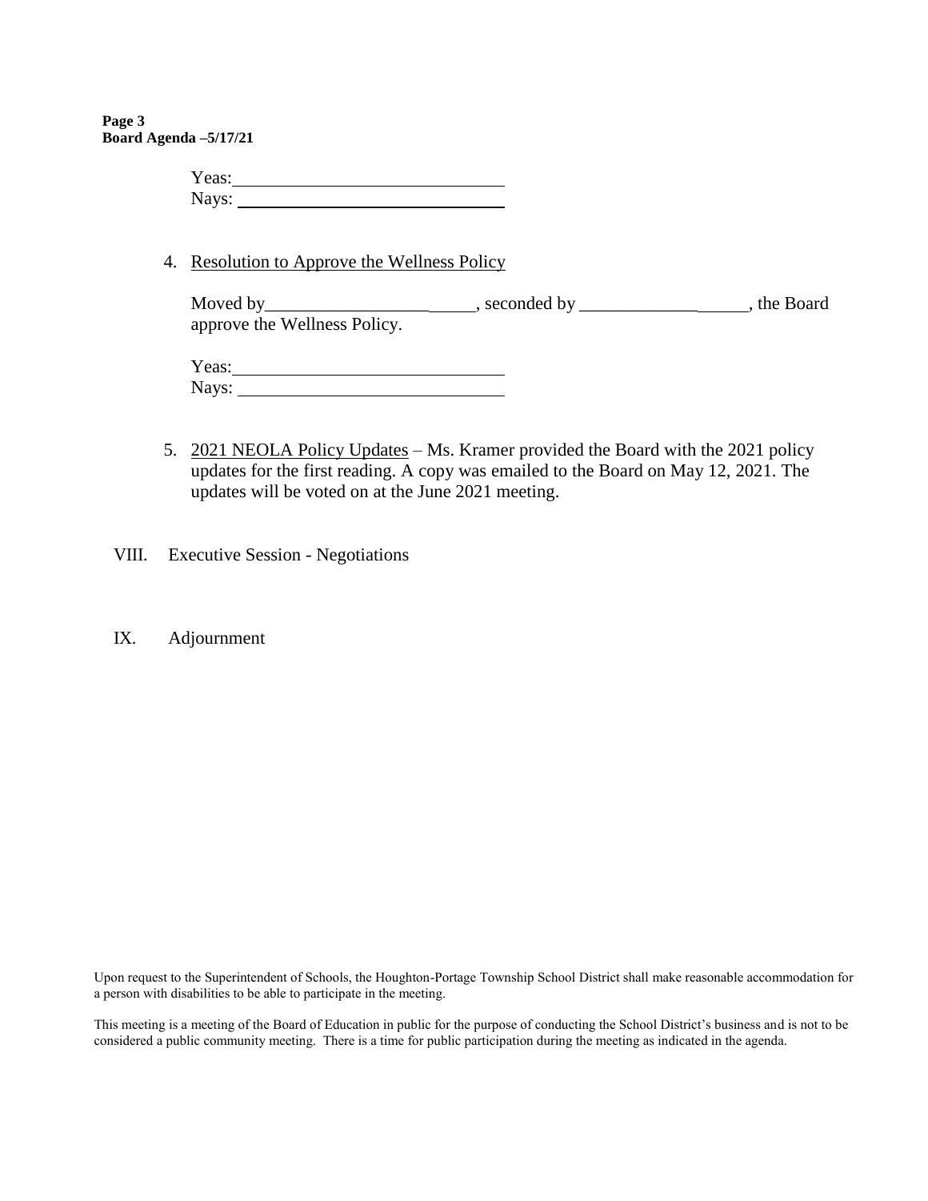Yeas: ______________________________
Nays: ______________________________

4. Resolution to Approve the Wellness Policy

   Moved by________________________, seconded by ___________________, the Board approve the Wellness Policy.

   Yeas: ______________________________
   Nays: ______________________________

5. 2021 NEOLA Policy Updates – Ms. Kramer provided the Board with the 2021 policy updates for the first reading. A copy was emailed to the Board on May 12, 2021. The updates will be voted on at the June 2021 meeting.

VIII. Executive Session - Negotiations

IX. Adjournment

Upon request to the Superintendent of Schools, the Houghton-Portage Township School District shall make reasonable accommodation for a person with disabilities to be able to participate in the meeting.

This meeting is a meeting of the Board of Education in public for the purpose of conducting the School District's business and is not to be considered a public community meeting. There is a time for public participation during the meeting as indicated in the agenda.